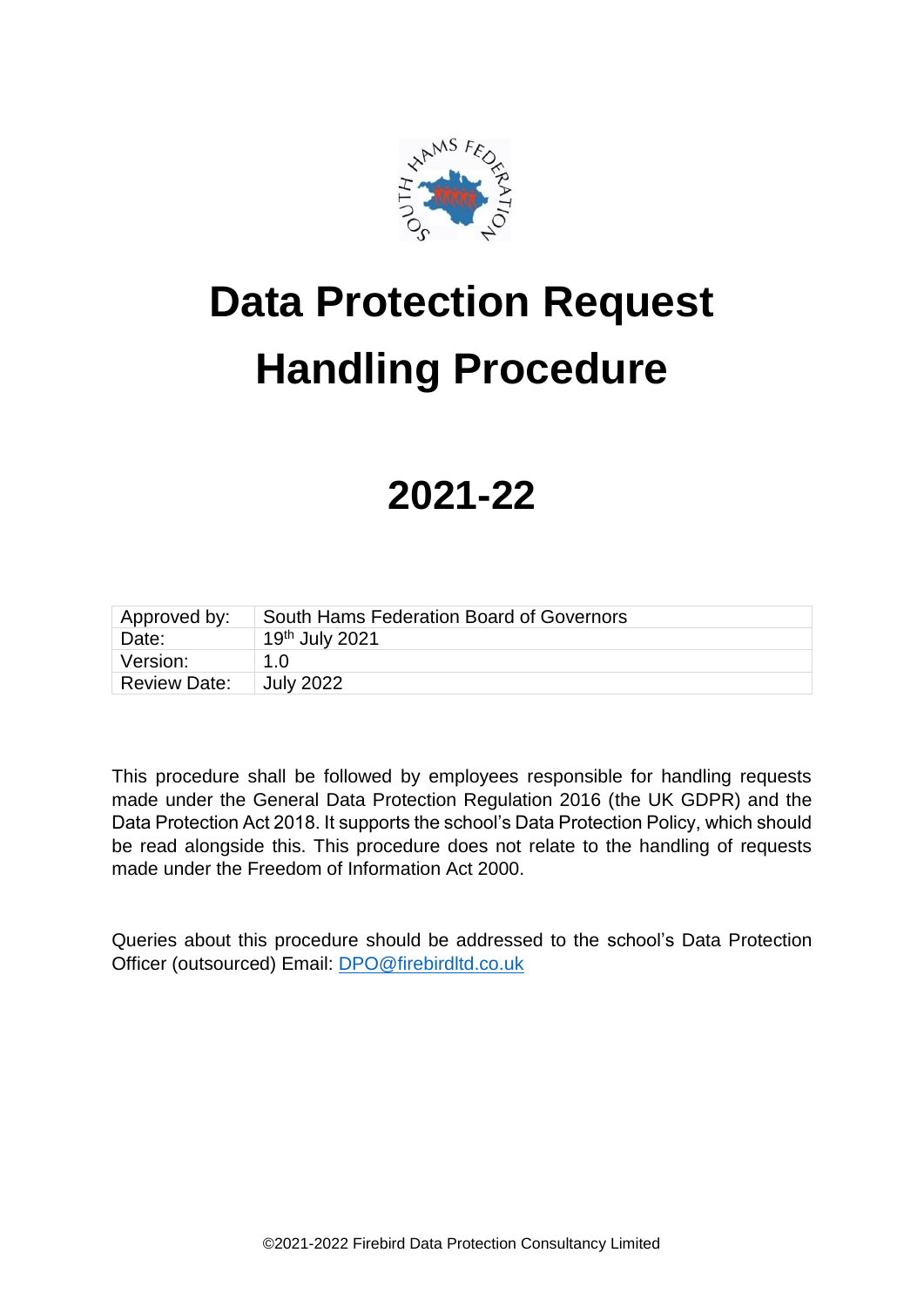# Data Protection Request Handling Procedure

# 2021-22

| Approved by: | South Hams Federation Board of Governors |
| --- | --- |
| Date: | 19th July 2021 |
| Version: | 1.0 |
| Review Date: | July 2022 |

This procedure shall be followed by employees responsible for handling requests made under the General Data Protection Regulation 2016 (the UK GDPR) and the Data Protection Act 2018. It supports the school's Data Protection Policy, which should be read alongside this. This procedure does not relate to the handling of requests made under the Freedom of Information Act 2000.

Queries about this procedure should be addressed to the school's Data Protection Officer (outsourced) Email: DPO@firebirdltd.co.uk

©2021-2022 Firebird Data Protection Consultancy Limited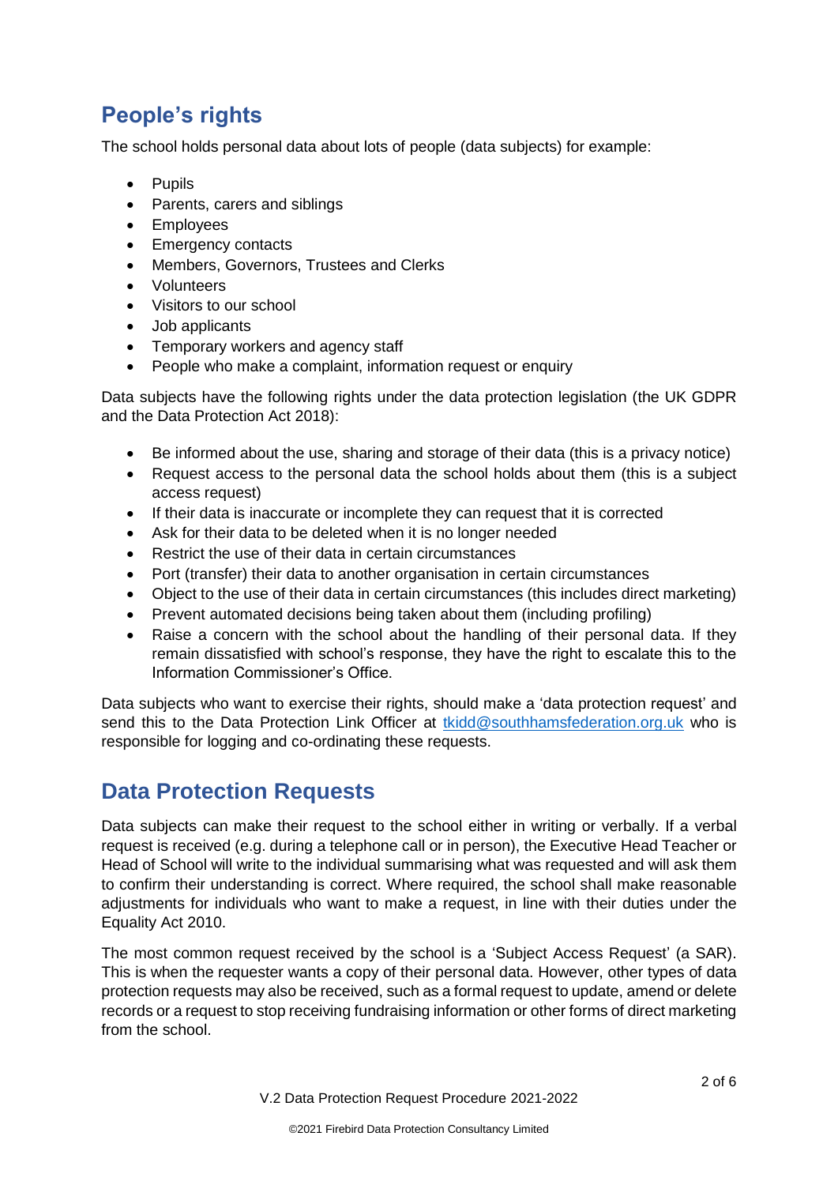## People's rights

The school holds personal data about lots of people (data subjects) for example:

- Pupils
- Parents, carers and siblings
- Employees
- Emergency contacts
- Members, Governors, Trustees and Clerks
- Volunteers
- Visitors to our school
- Job applicants
- Temporary workers and agency staff
- People who make a complaint, information request or enquiry

Data subjects have the following rights under the data protection legislation (the UK GDPR and the Data Protection Act 2018):

- Be informed about the use, sharing and storage of their data (this is a privacy notice)
- Request access to the personal data the school holds about them (this is a subject access request)
- If their data is inaccurate or incomplete they can request that it is corrected
- Ask for their data to be deleted when it is no longer needed
- Restrict the use of their data in certain circumstances
- Port (transfer) their data to another organisation in certain circumstances
- Object to the use of their data in certain circumstances (this includes direct marketing)
- Prevent automated decisions being taken about them (including profiling)
- Raise a concern with the school about the handling of their personal data. If they remain dissatisfied with school's response, they have the right to escalate this to the Information Commissioner's Office.

Data subjects who want to exercise their rights, should make a 'data protection request' and send this to the Data Protection Link Officer at tkidd@southhamsfederation.org.uk who is responsible for logging and co-ordinating these requests.

## Data Protection Requests

Data subjects can make their request to the school either in writing or verbally. If a verbal request is received (e.g. during a telephone call or in person), the Executive Head Teacher or Head of School will write to the individual summarising what was requested and will ask them to confirm their understanding is correct. Where required, the school shall make reasonable adjustments for individuals who want to make a request, in line with their duties under the Equality Act 2010.

The most common request received by the school is a 'Subject Access Request' (a SAR). This is when the requester wants a copy of their personal data. However, other types of data protection requests may also be received, such as a formal request to update, amend or delete records or a request to stop receiving fundraising information or other forms of direct marketing from the school.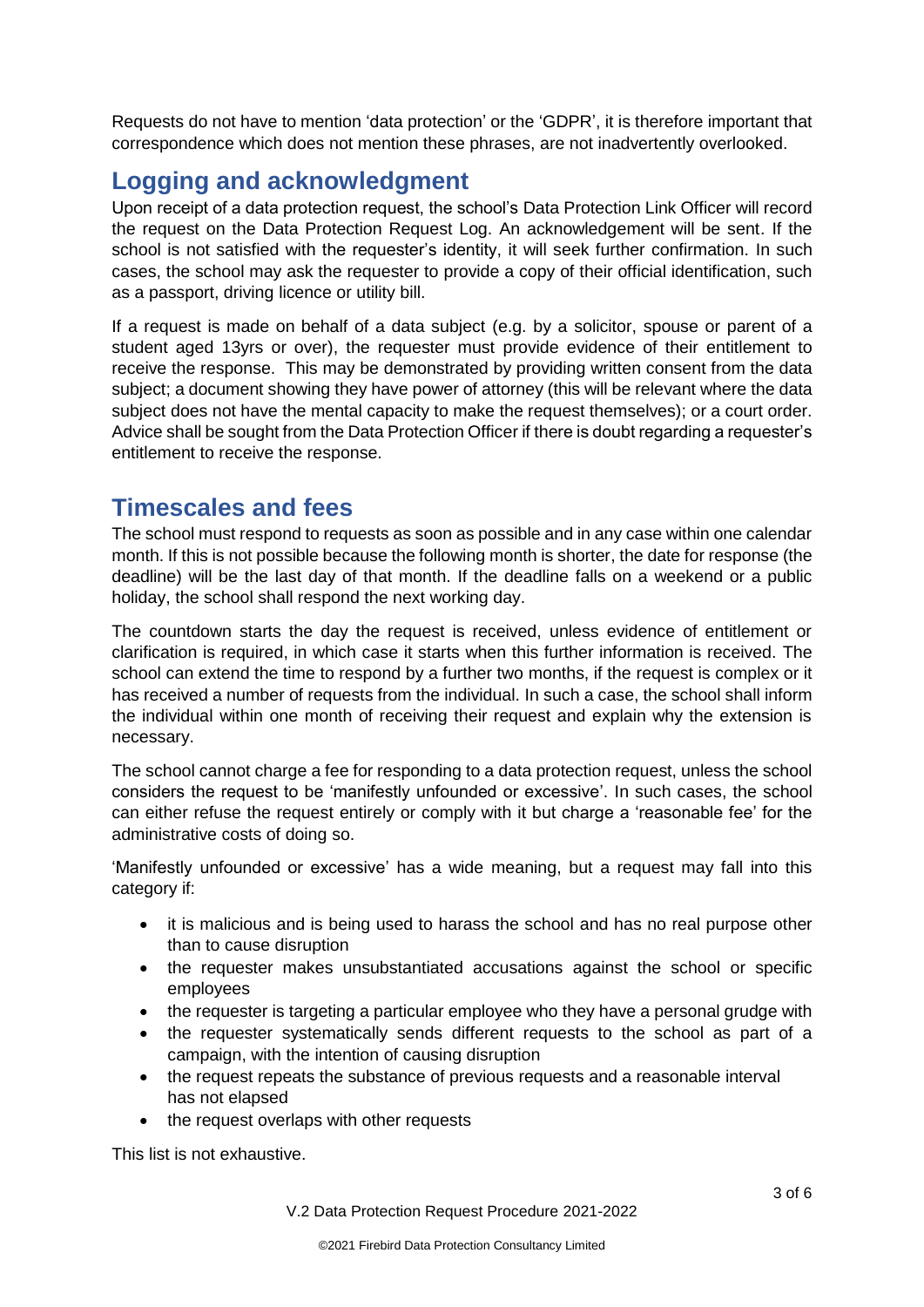Requests do not have to mention 'data protection' or the 'GDPR', it is therefore important that correspondence which does not mention these phrases, are not inadvertently overlooked.

## Logging and acknowledgment

Upon receipt of a data protection request, the school's Data Protection Link Officer will record the request on the Data Protection Request Log. An acknowledgement will be sent. If the school is not satisfied with the requester's identity, it will seek further confirmation. In such cases, the school may ask the requester to provide a copy of their official identification, such as a passport, driving licence or utility bill.

If a request is made on behalf of a data subject (e.g. by a solicitor, spouse or parent of a student aged 13yrs or over), the requester must provide evidence of their entitlement to receive the response. This may be demonstrated by providing written consent from the data subject; a document showing they have power of attorney (this will be relevant where the data subject does not have the mental capacity to make the request themselves); or a court order. Advice shall be sought from the Data Protection Officer if there is doubt regarding a requester's entitlement to receive the response.

## Timescales and fees

The school must respond to requests as soon as possible and in any case within one calendar month. If this is not possible because the following month is shorter, the date for response (the deadline) will be the last day of that month. If the deadline falls on a weekend or a public holiday, the school shall respond the next working day.

The countdown starts the day the request is received, unless evidence of entitlement or clarification is required, in which case it starts when this further information is received. The school can extend the time to respond by a further two months, if the request is complex or it has received a number of requests from the individual. In such a case, the school shall inform the individual within one month of receiving their request and explain why the extension is necessary.

The school cannot charge a fee for responding to a data protection request, unless the school considers the request to be 'manifestly unfounded or excessive'. In such cases, the school can either refuse the request entirely or comply with it but charge a 'reasonable fee' for the administrative costs of doing so.

'Manifestly unfounded or excessive' has a wide meaning, but a request may fall into this category if:

- it is malicious and is being used to harass the school and has no real purpose other than to cause disruption
- the requester makes unsubstantiated accusations against the school or specific employees
- the requester is targeting a particular employee who they have a personal grudge with
- the requester systematically sends different requests to the school as part of a campaign, with the intention of causing disruption
- the request repeats the substance of previous requests and a reasonable interval has not elapsed
- the request overlaps with other requests

This list is not exhaustive.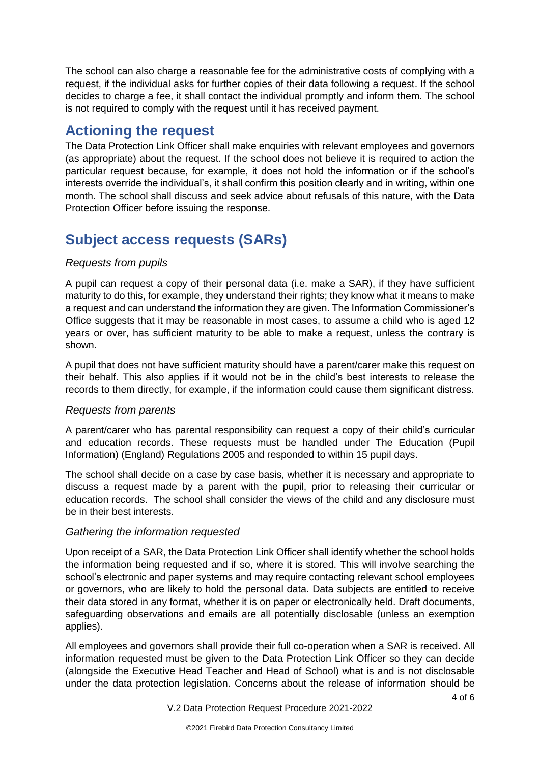The school can also charge a reasonable fee for the administrative costs of complying with a request, if the individual asks for further copies of their data following a request. If the school decides to charge a fee, it shall contact the individual promptly and inform them. The school is not required to comply with the request until it has received payment.

## Actioning the request

The Data Protection Link Officer shall make enquiries with relevant employees and governors (as appropriate) about the request. If the school does not believe it is required to action the particular request because, for example, it does not hold the information or if the school's interests override the individual's, it shall confirm this position clearly and in writing, within one month. The school shall discuss and seek advice about refusals of this nature, with the Data Protection Officer before issuing the response.

## Subject access requests (SARs)

### *Requests from pupils*

A pupil can request a copy of their personal data (i.e. make a SAR), if they have sufficient maturity to do this, for example, they understand their rights; they know what it means to make a request and can understand the information they are given. The Information Commissioner's Office suggests that it may be reasonable in most cases, to assume a child who is aged 12 years or over, has sufficient maturity to be able to make a request, unless the contrary is shown.

A pupil that does not have sufficient maturity should have a parent/carer make this request on their behalf. This also applies if it would not be in the child's best interests to release the records to them directly, for example, if the information could cause them significant distress.

### *Requests from parents*

A parent/carer who has parental responsibility can request a copy of their child's curricular and education records. These requests must be handled under The Education (Pupil Information) (England) Regulations 2005 and responded to within 15 pupil days.

The school shall decide on a case by case basis, whether it is necessary and appropriate to discuss a request made by a parent with the pupil, prior to releasing their curricular or education records. The school shall consider the views of the child and any disclosure must be in their best interests.

### *Gathering the information requested*

Upon receipt of a SAR, the Data Protection Link Officer shall identify whether the school holds the information being requested and if so, where it is stored. This will involve searching the school's electronic and paper systems and may require contacting relevant school employees or governors, who are likely to hold the personal data. Data subjects are entitled to receive their data stored in any format, whether it is on paper or electronically held. Draft documents, safeguarding observations and emails are all potentially disclosable (unless an exemption applies).

All employees and governors shall provide their full co-operation when a SAR is received. All information requested must be given to the Data Protection Link Officer so they can decide (alongside the Executive Head Teacher and Head of School) what is and is not disclosable under the data protection legislation. Concerns about the release of information should be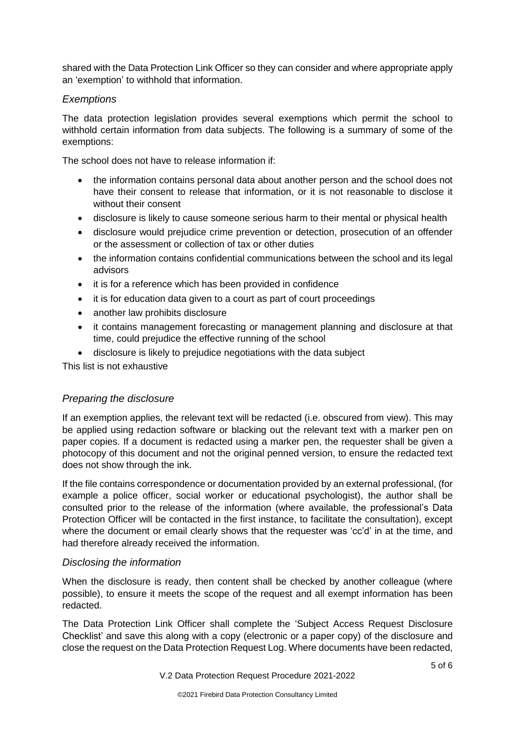shared with the Data Protection Link Officer so they can consider and where appropriate apply an 'exemption' to withhold that information.

### *Exemptions*

The data protection legislation provides several exemptions which permit the school to withhold certain information from data subjects. The following is a summary of some of the exemptions:

The school does not have to release information if:

- the information contains personal data about another person and the school does not have their consent to release that information, or it is not reasonable to disclose it without their consent
- disclosure is likely to cause someone serious harm to their mental or physical health
- disclosure would prejudice crime prevention or detection, prosecution of an offender or the assessment or collection of tax or other duties
- the information contains confidential communications between the school and its legal advisors
- it is for a reference which has been provided in confidence
- it is for education data given to a court as part of court proceedings
- another law prohibits disclosure
- it contains management forecasting or management planning and disclosure at that time, could prejudice the effective running of the school
- disclosure is likely to prejudice negotiations with the data subject

This list is not exhaustive

### *Preparing the disclosure*

If an exemption applies, the relevant text will be redacted (i.e. obscured from view). This may be applied using redaction software or blacking out the relevant text with a marker pen on paper copies. If a document is redacted using a marker pen, the requester shall be given a photocopy of this document and not the original penned version, to ensure the redacted text does not show through the ink.

If the file contains correspondence or documentation provided by an external professional, (for example a police officer, social worker or educational psychologist), the author shall be consulted prior to the release of the information (where available, the professional's Data Protection Officer will be contacted in the first instance, to facilitate the consultation), except where the document or email clearly shows that the requester was 'cc'd' in at the time, and had therefore already received the information.

### *Disclosing the information*

When the disclosure is ready, then content shall be checked by another colleague (where possible), to ensure it meets the scope of the request and all exempt information has been redacted.

The Data Protection Link Officer shall complete the 'Subject Access Request Disclosure Checklist' and save this along with a copy (electronic or a paper copy) of the disclosure and close the request on the Data Protection Request Log. Where documents have been redacted,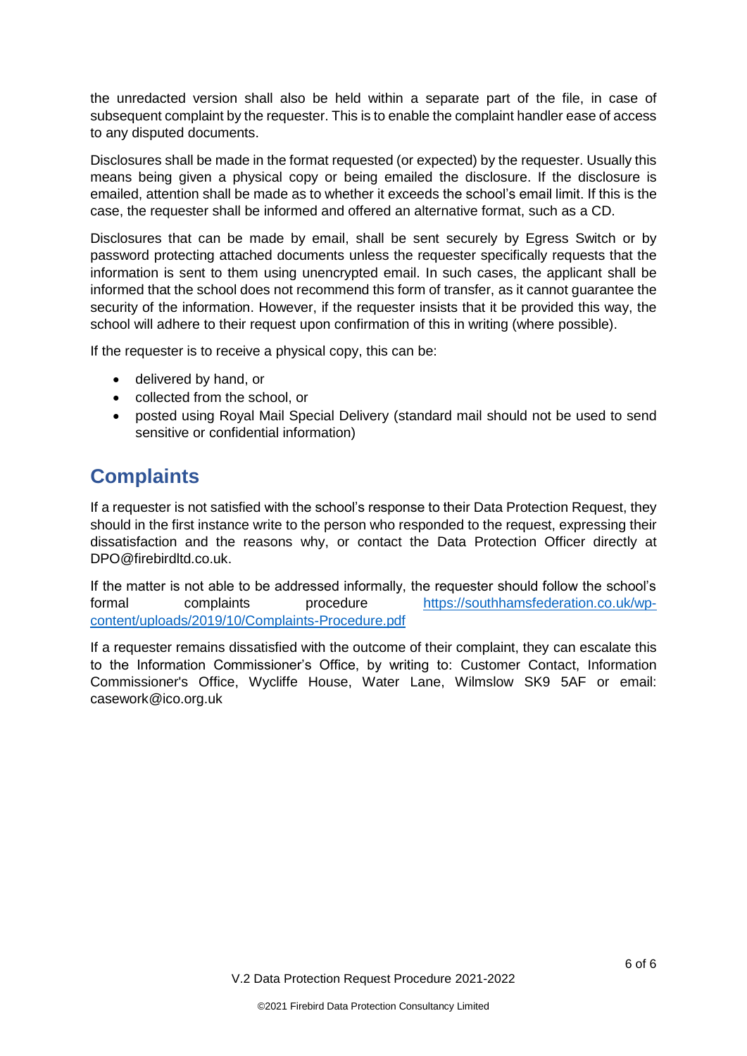the unredacted version shall also be held within a separate part of the file, in case of subsequent complaint by the requester. This is to enable the complaint handler ease of access to any disputed documents.

Disclosures shall be made in the format requested (or expected) by the requester. Usually this means being given a physical copy or being emailed the disclosure. If the disclosure is emailed, attention shall be made as to whether it exceeds the school's email limit. If this is the case, the requester shall be informed and offered an alternative format, such as a CD.

Disclosures that can be made by email, shall be sent securely by Egress Switch or by password protecting attached documents unless the requester specifically requests that the information is sent to them using unencrypted email. In such cases, the applicant shall be informed that the school does not recommend this form of transfer, as it cannot guarantee the security of the information. However, if the requester insists that it be provided this way, the school will adhere to their request upon confirmation of this in writing (where possible).

If the requester is to receive a physical copy, this can be:

- delivered by hand, or
- collected from the school, or
- posted using Royal Mail Special Delivery (standard mail should not be used to send sensitive or confidential information)

## Complaints

If a requester is not satisfied with the school's response to their Data Protection Request, they should in the first instance write to the person who responded to the request, expressing their dissatisfaction and the reasons why, or contact the Data Protection Officer directly at DPO@firebirdltd.co.uk.

If the matter is not able to be addressed informally, the requester should follow the school's formal complaints procedure https://southhamsfederation.co.uk/wp-content/uploads/2019/10/Complaints-Procedure.pdf

If a requester remains dissatisfied with the outcome of their complaint, they can escalate this to the Information Commissioner's Office, by writing to: Customer Contact, Information Commissioner's Office, Wycliffe House, Water Lane, Wilmslow SK9 5AF or email: casework@ico.org.uk